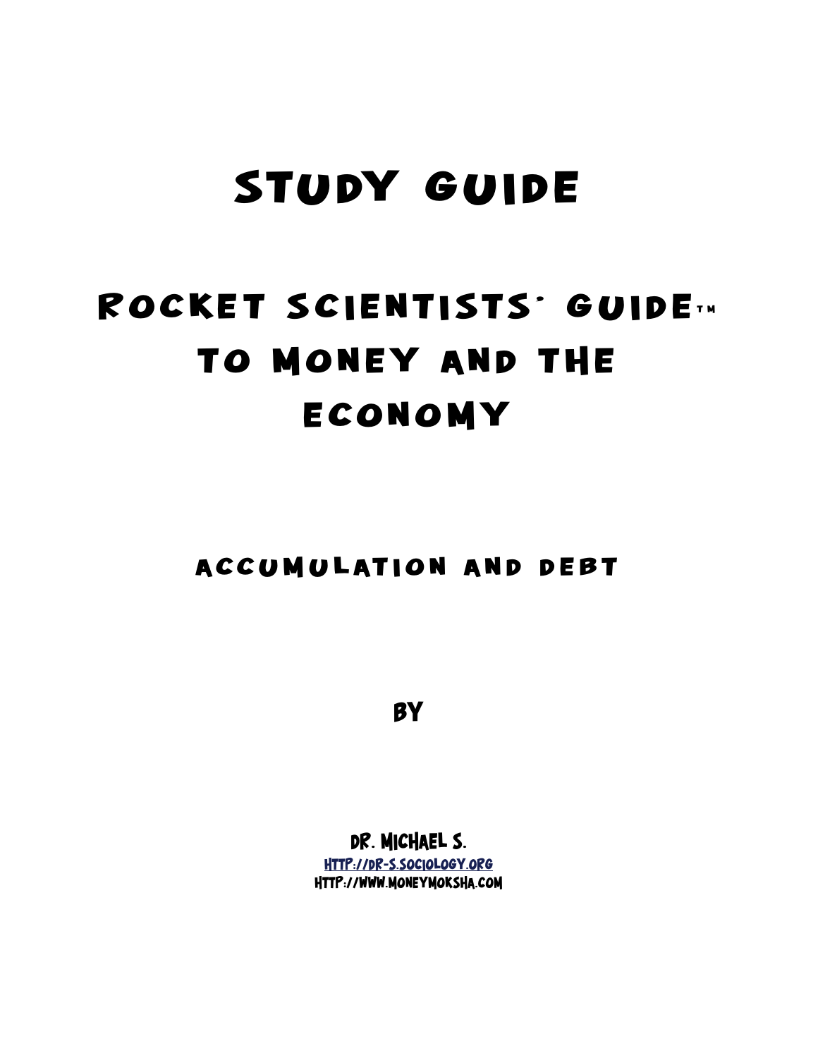# STUDY GUIDE

## ROCKET SCIENTISTS' GUIDE™ TO MONEY AND THE ECONOMY

### ACCUMULATION AND DEBT

BY

DR. MICHAEL S.

HTTP://DR-S.SOCIOLOGY.ORG

HTTP://WWW.MONEYMOKSHA.COM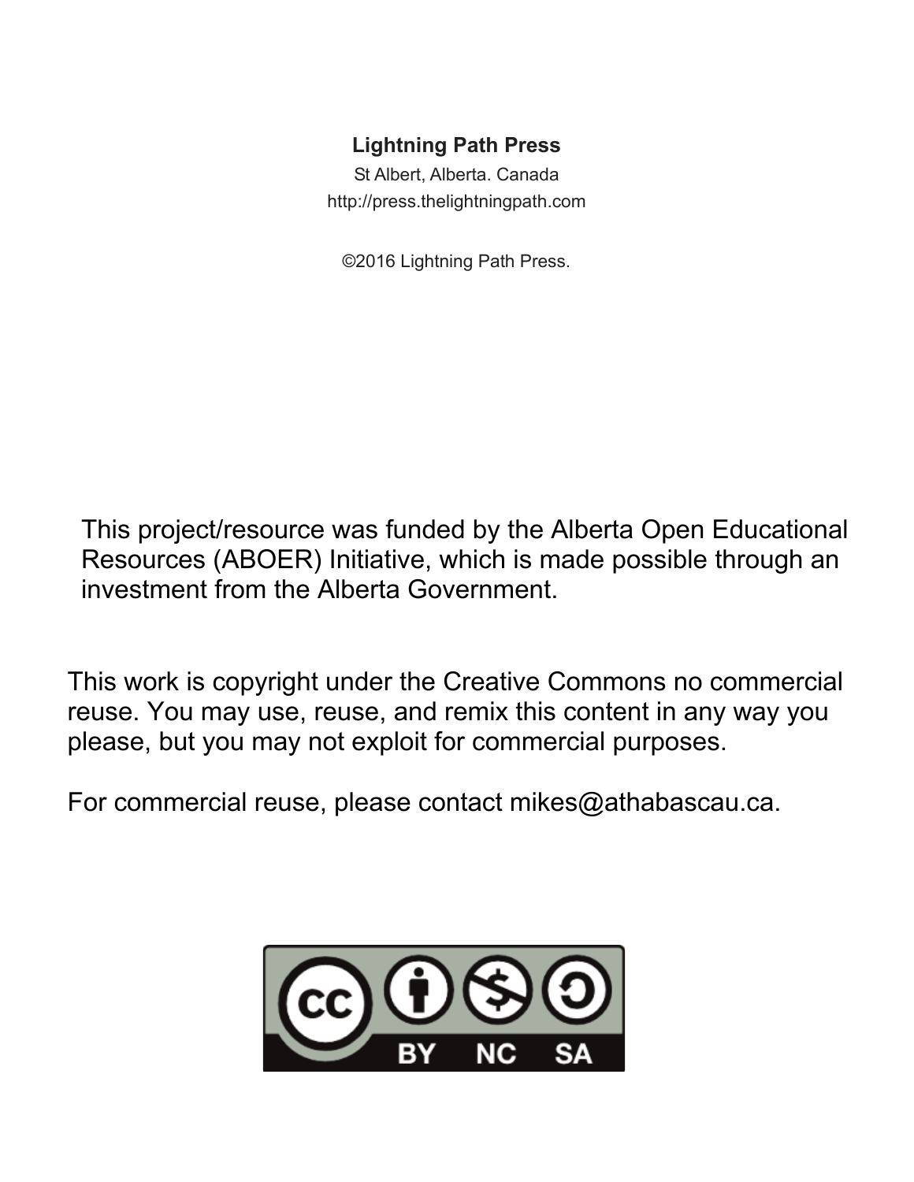**Lightning Path Press**

St Albert, Alberta. Canada

http://press.thelightningpath.com

©2016 Lightning Path Press.

This project/resource was funded by the Alberta Open Educational Resources (ABOER) Initiative, which is made possible through an investment from the Alberta Government.

This work is copyright under the Creative Commons no commercial reuse. You may use, reuse, and remix this content in any way you please, but you may not exploit for commercial purposes.

For commercial reuse, please contact mikes@athabascau.ca.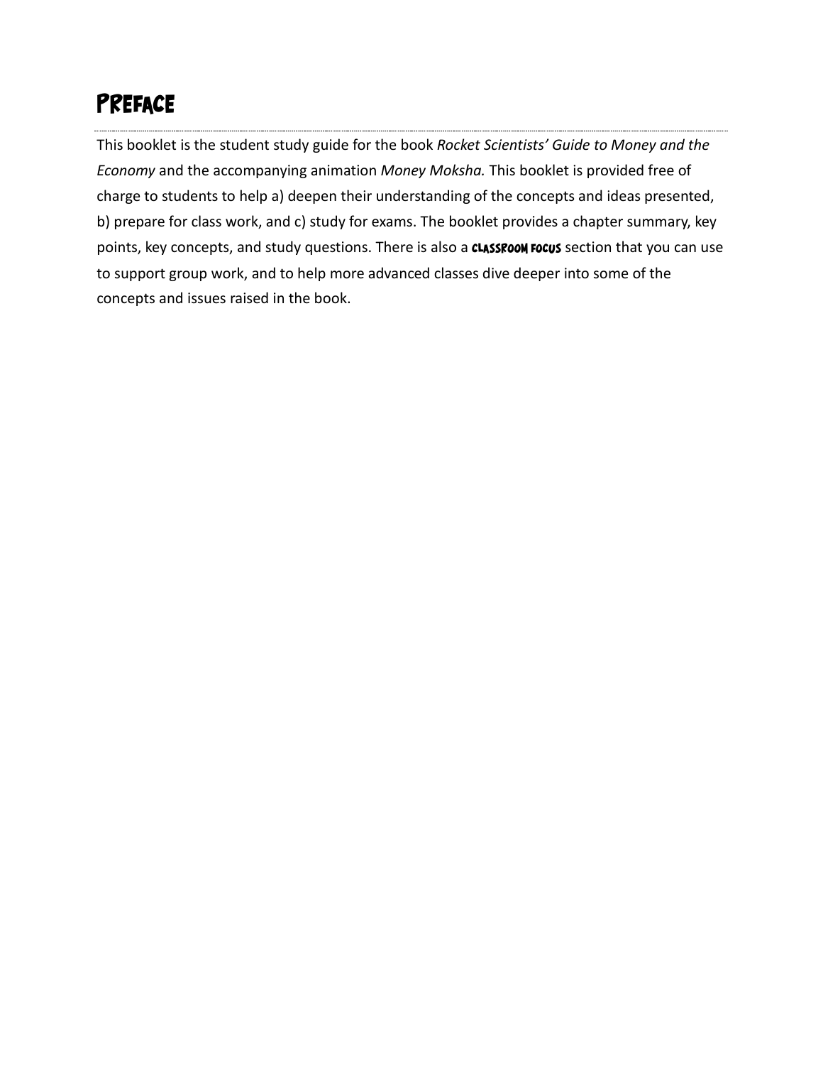# Preface

This booklet is the student study guide for the book *Rocket Scientists' Guide to Money and the Economy* and the accompanying animation *Money Moksha.* This booklet is provided free of charge to students to help a) deepen their understanding of the concepts and ideas presented, b) prepare for class work, and c) study for exams. The booklet provides a chapter summary, key points, key concepts, and study questions. There is also a **Classroom Focus** section that you can use to support group work, and to help more advanced classes dive deeper into some of the concepts and issues raised in the book.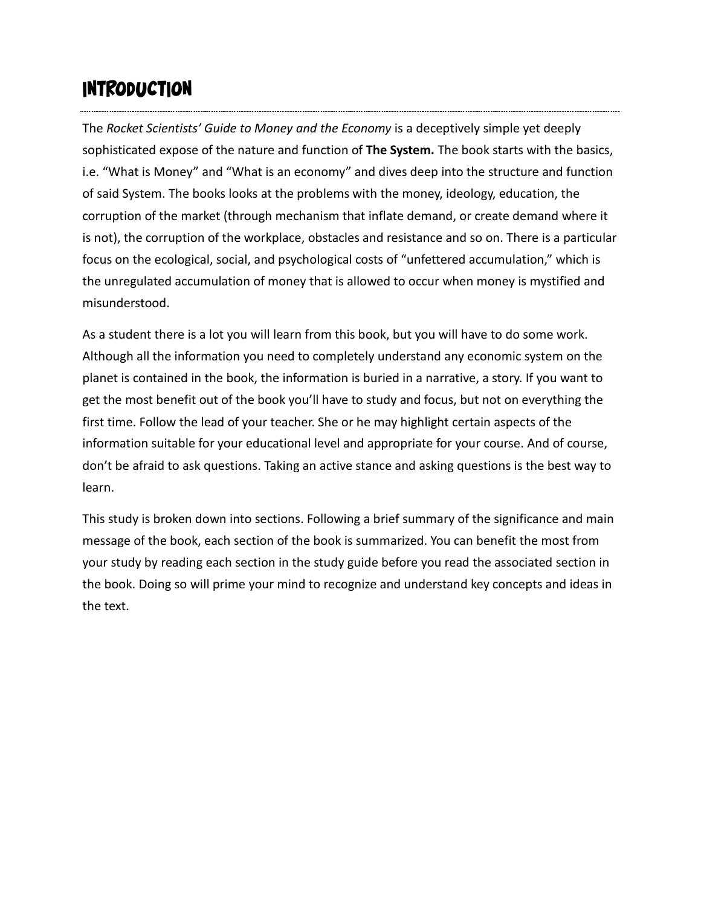# Introduction

The *Rocket Scientists' Guide to Money and the Economy* is a deceptively simple yet deeply sophisticated expose of the nature and function of **The System.** The book starts with the basics, i.e. "What is Money" and "What is an economy" and dives deep into the structure and function of said System. The books looks at the problems with the money, ideology, education, the corruption of the market (through mechanism that inflate demand, or create demand where it is not), the corruption of the workplace, obstacles and resistance and so on. There is a particular focus on the ecological, social, and psychological costs of "unfettered accumulation," which is the unregulated accumulation of money that is allowed to occur when money is mystified and misunderstood.

As a student there is a lot you will learn from this book, but you will have to do some work. Although all the information you need to completely understand any economic system on the planet is contained in the book, the information is buried in a narrative, a story. If you want to get the most benefit out of the book you'll have to study and focus, but not on everything the first time. Follow the lead of your teacher. She or he may highlight certain aspects of the information suitable for your educational level and appropriate for your course. And of course, don't be afraid to ask questions. Taking an active stance and asking questions is the best way to learn.

This study is broken down into sections. Following a brief summary of the significance and main message of the book, each section of the book is summarized. You can benefit the most from your study by reading each section in the study guide before you read the associated section in the book. Doing so will prime your mind to recognize and understand key concepts and ideas in the text.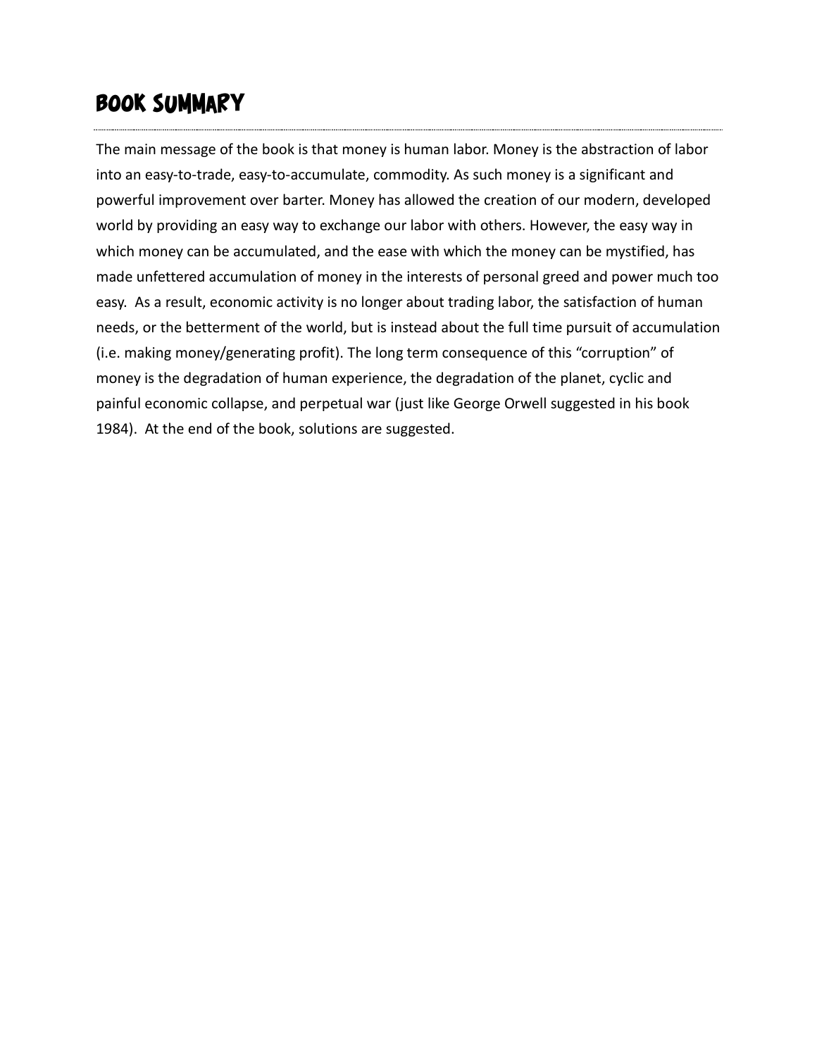# Book Summary

The main message of the book is that money is human labor. Money is the abstraction of labor into an easy-to-trade, easy-to-accumulate, commodity. As such money is a significant and powerful improvement over barter. Money has allowed the creation of our modern, developed world by providing an easy way to exchange our labor with others. However, the easy way in which money can be accumulated, and the ease with which the money can be mystified, has made unfettered accumulation of money in the interests of personal greed and power much too easy. As a result, economic activity is no longer about trading labor, the satisfaction of human needs, or the betterment of the world, but is instead about the full time pursuit of accumulation (i.e. making money/generating profit). The long term consequence of this "corruption" of money is the degradation of human experience, the degradation of the planet, cyclic and painful economic collapse, and perpetual war (just like George Orwell suggested in his book 1984). At the end of the book, solutions are suggested.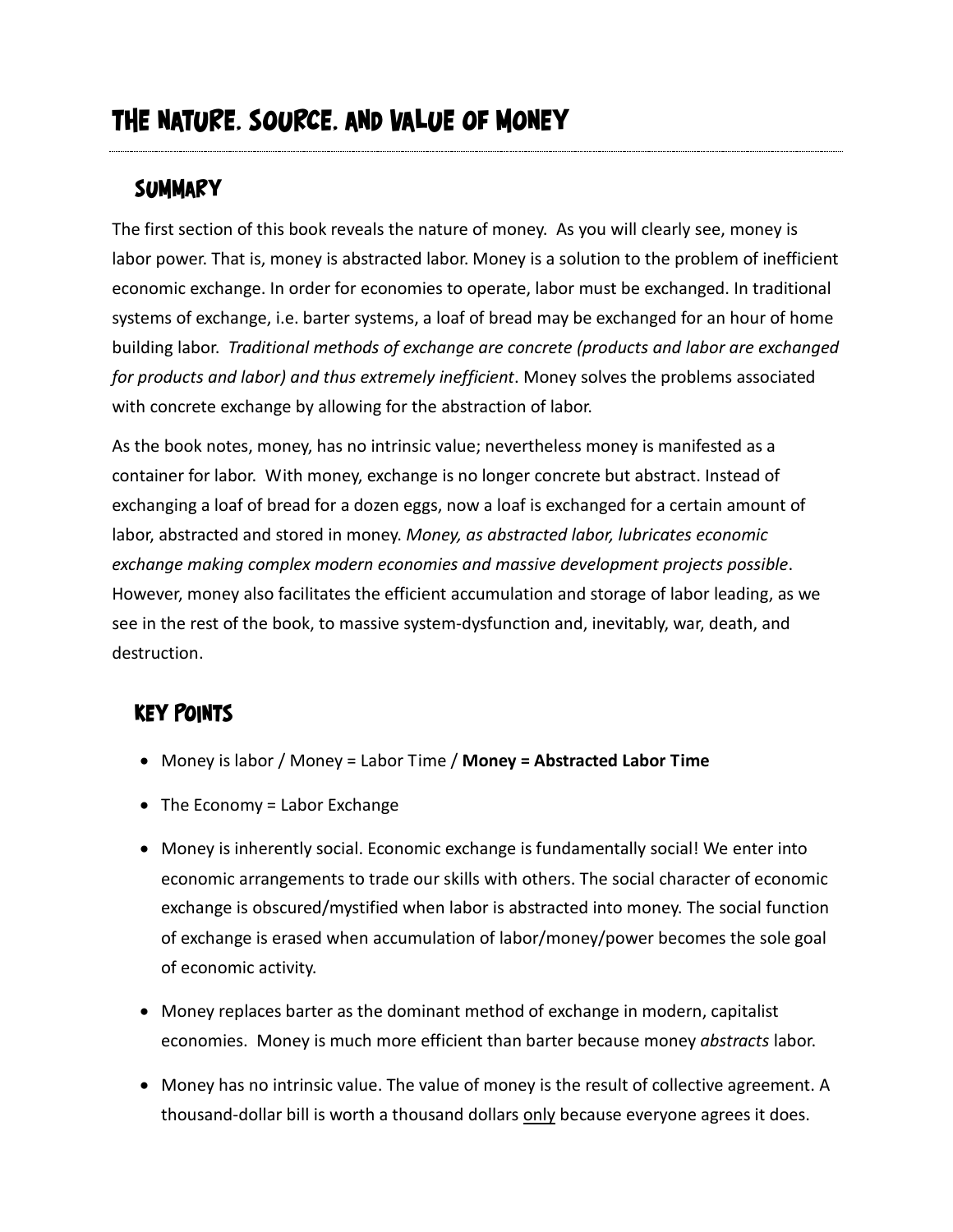# THE NATURE. SOURCE. AND VALUE OF MONEY

## SUMMARY

The first section of this book reveals the nature of money. As you will clearly see, money is labor power. That is, money is abstracted labor. Money is a solution to the problem of inefficient economic exchange. In order for economies to operate, labor must be exchanged. In traditional systems of exchange, i.e. barter systems, a loaf of bread may be exchanged for an hour of home building labor. *Traditional methods of exchange are concrete (products and labor are exchanged for products and labor) and thus extremely inefficient*. Money solves the problems associated with concrete exchange by allowing for the abstraction of labor.

As the book notes, money, has no intrinsic value; nevertheless money is manifested as a container for labor. With money, exchange is no longer concrete but abstract. Instead of exchanging a loaf of bread for a dozen eggs, now a loaf is exchanged for a certain amount of labor, abstracted and stored in money. *Money, as abstracted labor, lubricates economic exchange making complex modern economies and massive development projects possible*. However, money also facilitates the efficient accumulation and storage of labor leading, as we see in the rest of the book, to massive system-dysfunction and, inevitably, war, death, and destruction.

## KEY POINTS

- Money is labor / Money = Labor Time / **Money = Abstracted Labor Time**
- The Economy = Labor Exchange
- Money is inherently social. Economic exchange is fundamentally social! We enter into economic arrangements to trade our skills with others. The social character of economic exchange is obscured/mystified when labor is abstracted into money. The social function of exchange is erased when accumulation of labor/money/power becomes the sole goal of economic activity.
- Money replaces barter as the dominant method of exchange in modern, capitalist economies. Money is much more efficient than barter because money *abstracts* labor.
- Money has no intrinsic value. The value of money is the result of collective agreement. A thousand-dollar bill is worth a thousand dollars <u>only</u> because everyone agrees it does.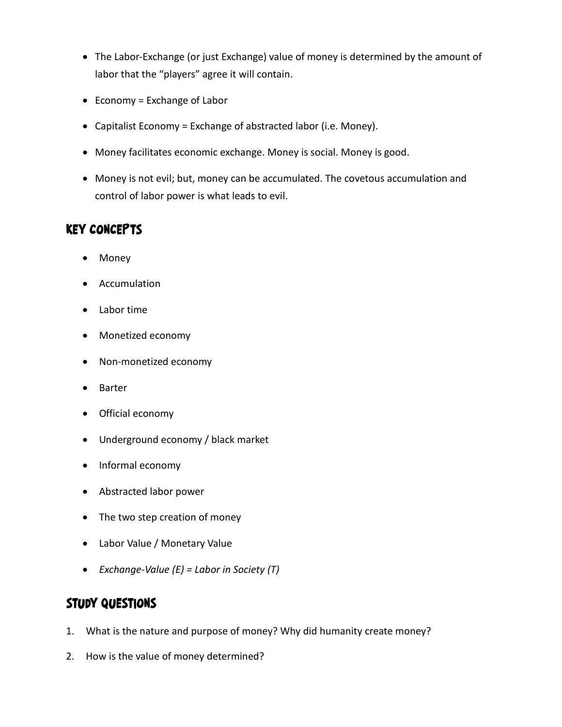- The Labor-Exchange (or just Exchange) value of money is determined by the amount of labor that the "players" agree it will contain.
- Economy = Exchange of Labor
- Capitalist Economy = Exchange of abstracted labor (i.e. Money).
- Money facilitates economic exchange. Money is social. Money is good.
- Money is not evil; but, money can be accumulated. The covetous accumulation and control of labor power is what leads to evil.

## Key Concepts

- Money
- Accumulation
- Labor time
- Monetized economy
- Non-monetized economy
- Barter
- Official economy
- Underground economy / black market
- Informal economy
- Abstracted labor power
- The two step creation of money
- Labor Value / Monetary Value
- *Exchange-Value (E) = Labor in Society (T)*

## Study Questions

1. What is the nature and purpose of money? Why did humanity create money?
2. How is the value of money determined?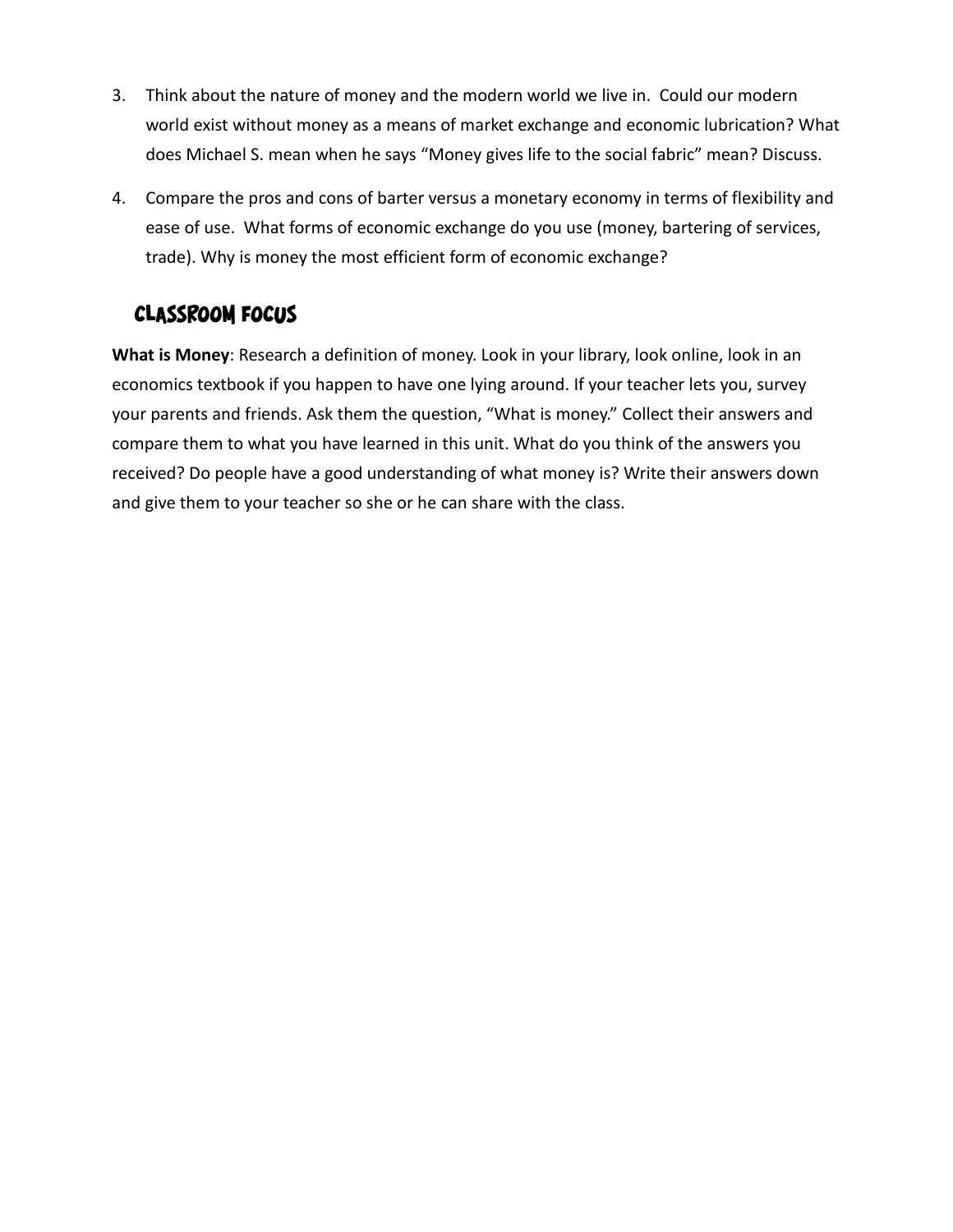3. Think about the nature of money and the modern world we live in. Could our modern world exist without money as a means of market exchange and economic lubrication? What does Michael S. mean when he says "Money gives life to the social fabric" mean? Discuss.

4. Compare the pros and cons of barter versus a monetary economy in terms of flexibility and ease of use. What forms of economic exchange do you use (money, bartering of services, trade). Why is money the most efficient form of economic exchange?

## Classroom Focus

**What is Money**: Research a definition of money. Look in your library, look online, look in an economics textbook if you happen to have one lying around. If your teacher lets you, survey your parents and friends. Ask them the question, "What is money." Collect their answers and compare them to what you have learned in this unit. What do you think of the answers you received? Do people have a good understanding of what money is? Write their answers down and give them to your teacher so she or he can share with the class.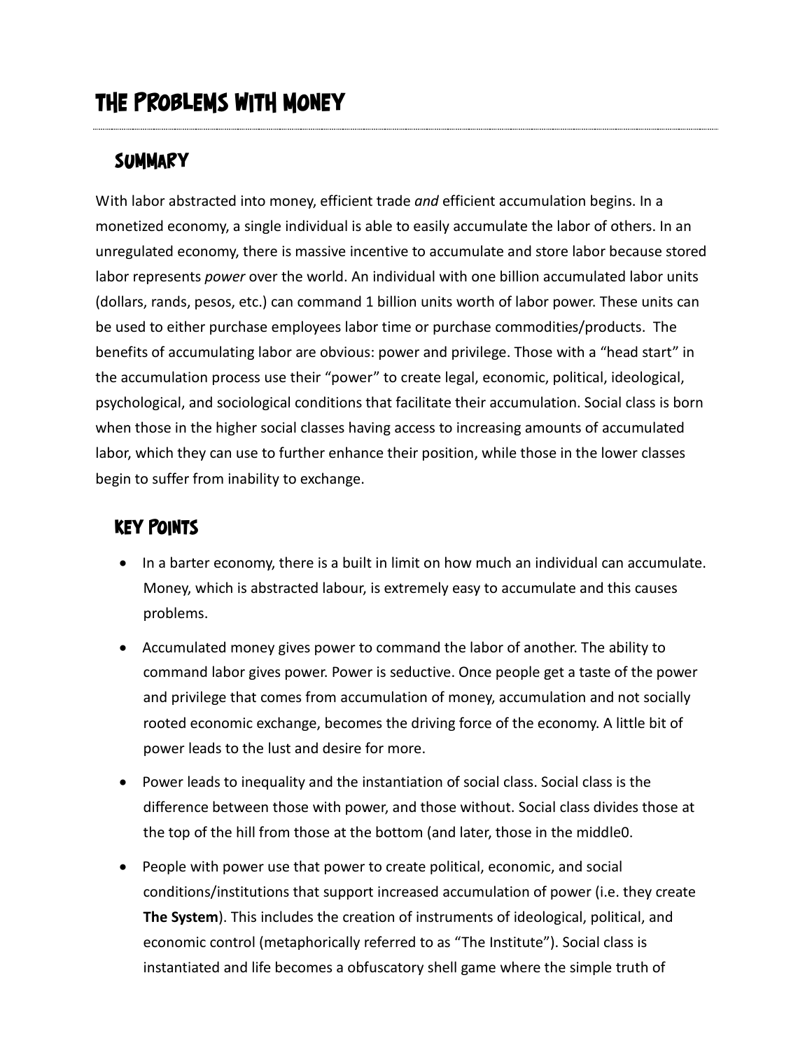# The Problems with Money

## Summary

With labor abstracted into money, efficient trade *and* efficient accumulation begins. In a monetized economy, a single individual is able to easily accumulate the labor of others. In an unregulated economy, there is massive incentive to accumulate and store labor because stored labor represents *power* over the world. An individual with one billion accumulated labor units (dollars, rands, pesos, etc.) can command 1 billion units worth of labor power. These units can be used to either purchase employees labor time or purchase commodities/products. The benefits of accumulating labor are obvious: power and privilege. Those with a "head start" in the accumulation process use their "power" to create legal, economic, political, ideological, psychological, and sociological conditions that facilitate their accumulation. Social class is born when those in the higher social classes having access to increasing amounts of accumulated labor, which they can use to further enhance their position, while those in the lower classes begin to suffer from inability to exchange.

## Key Points

- In a barter economy, there is a built in limit on how much an individual can accumulate. Money, which is abstracted labour, is extremely easy to accumulate and this causes problems.
- Accumulated money gives power to command the labor of another. The ability to command labor gives power. Power is seductive. Once people get a taste of the power and privilege that comes from accumulation of money, accumulation and not socially rooted economic exchange, becomes the driving force of the economy. A little bit of power leads to the lust and desire for more.
- Power leads to inequality and the instantiation of social class. Social class is the difference between those with power, and those without. Social class divides those at the top of the hill from those at the bottom (and later, those in the middle0.
- People with power use that power to create political, economic, and social conditions/institutions that support increased accumulation of power (i.e. they create **The System**). This includes the creation of instruments of ideological, political, and economic control (metaphorically referred to as "The Institute"). Social class is instantiated and life becomes a obfuscatory shell game where the simple truth of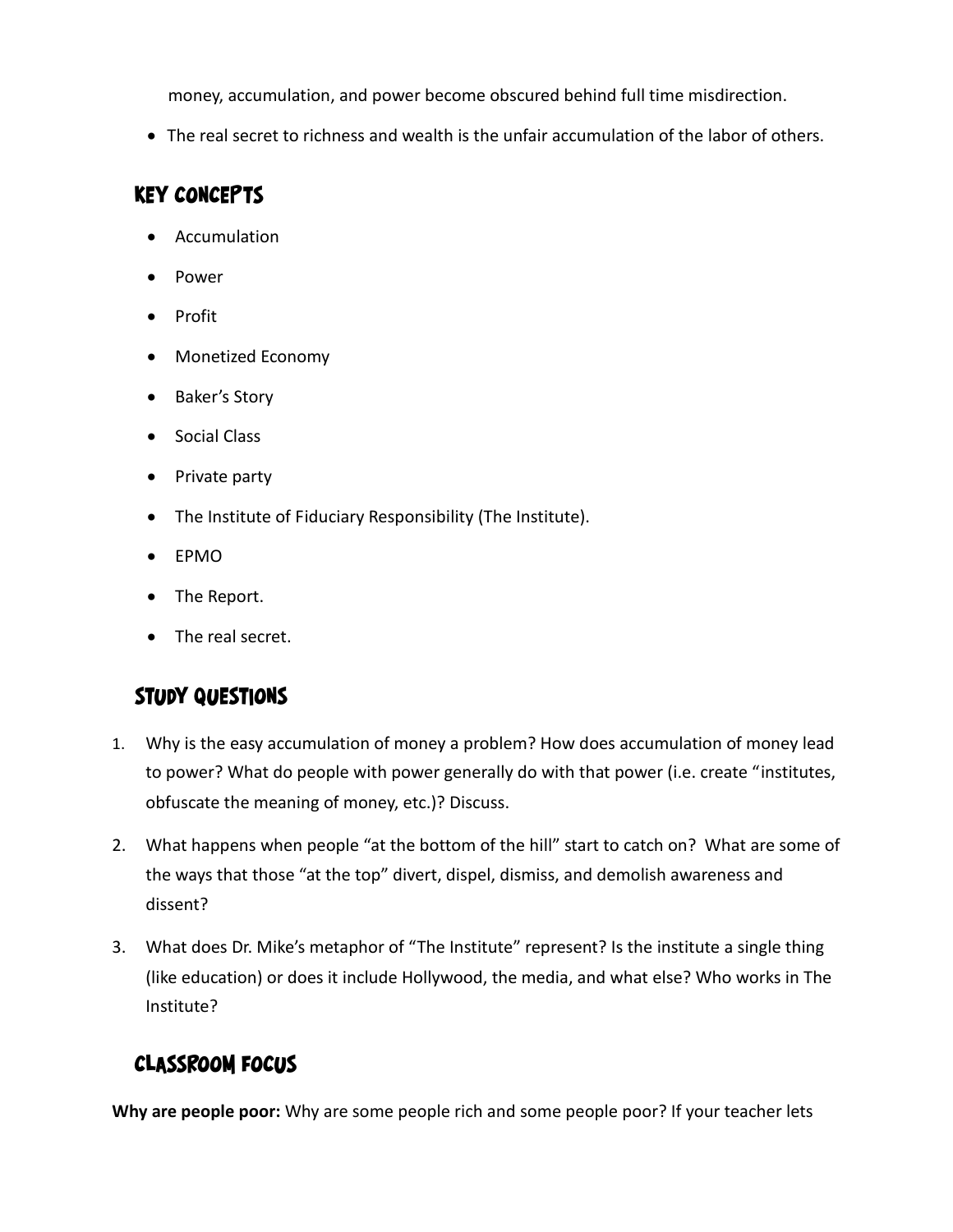money, accumulation, and power become obscured behind full time misdirection.

- The real secret to richness and wealth is the unfair accumulation of the labor of others.

## Key Concepts

- Accumulation
- Power
- Profit
- Monetized Economy
- Baker's Story
- Social Class
- Private party
- The Institute of Fiduciary Responsibility (The Institute).
- EPMO
- The Report.
- The real secret.

## Study Questions

1. Why is the easy accumulation of money a problem? How does accumulation of money lead to power? What do people with power generally do with that power (i.e. create "institutes, obfuscate the meaning of money, etc.)? Discuss.
2. What happens when people "at the bottom of the hill" start to catch on? What are some of the ways that those "at the top" divert, dispel, dismiss, and demolish awareness and dissent?
3. What does Dr. Mike's metaphor of "The Institute" represent? Is the institute a single thing (like education) or does it include Hollywood, the media, and what else? Who works in The Institute?

## Classroom Focus

**Why are people poor:** Why are some people rich and some people poor? If your teacher lets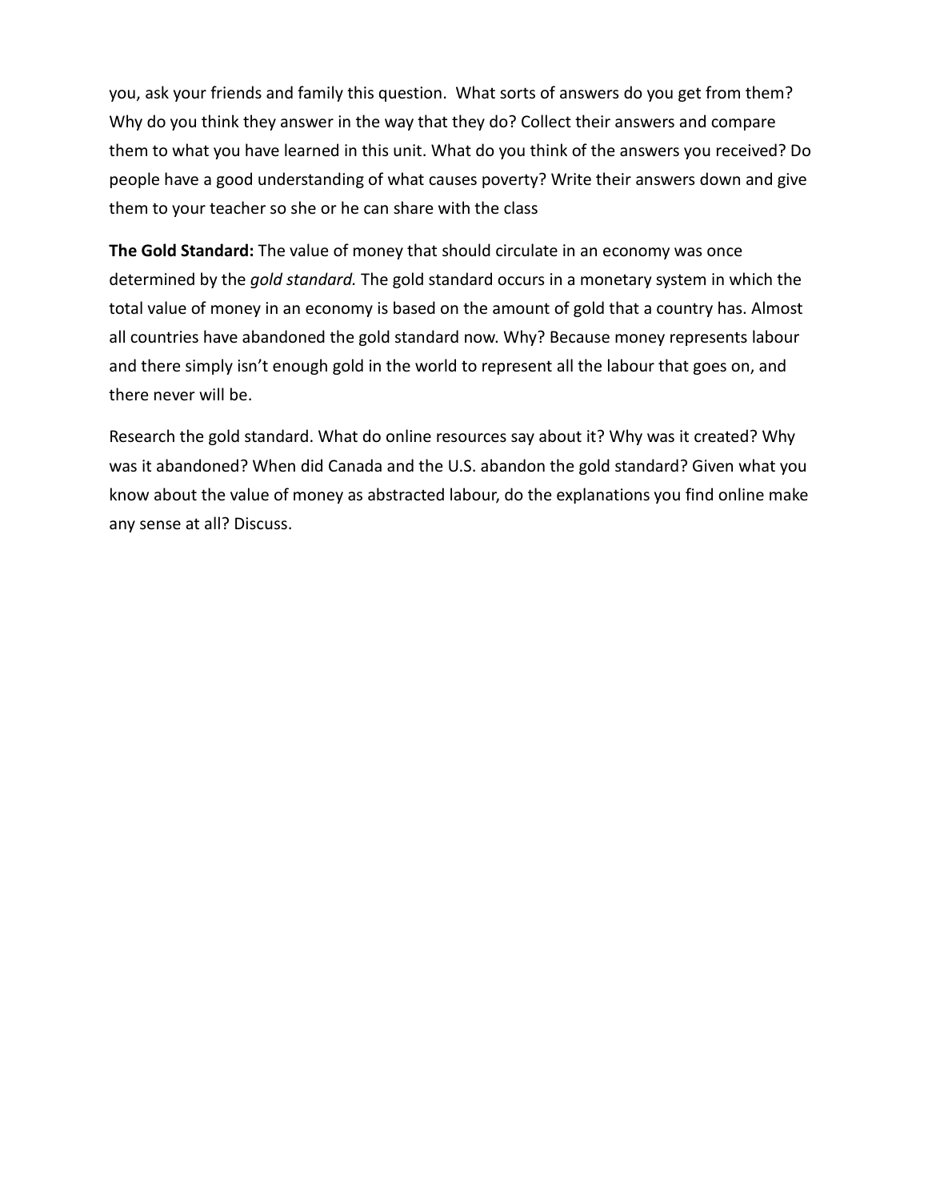you, ask your friends and family this question. What sorts of answers do you get from them? Why do you think they answer in the way that they do? Collect their answers and compare them to what you have learned in this unit. What do you think of the answers you received? Do people have a good understanding of what causes poverty? Write their answers down and give them to your teacher so she or he can share with the class

**The Gold Standard:** The value of money that should circulate in an economy was once determined by the *gold standard.* The gold standard occurs in a monetary system in which the total value of money in an economy is based on the amount of gold that a country has. Almost all countries have abandoned the gold standard now. Why? Because money represents labour and there simply isn't enough gold in the world to represent all the labour that goes on, and there never will be.

Research the gold standard. What do online resources say about it? Why was it created? Why was it abandoned? When did Canada and the U.S. abandon the gold standard? Given what you know about the value of money as abstracted labour, do the explanations you find online make any sense at all? Discuss.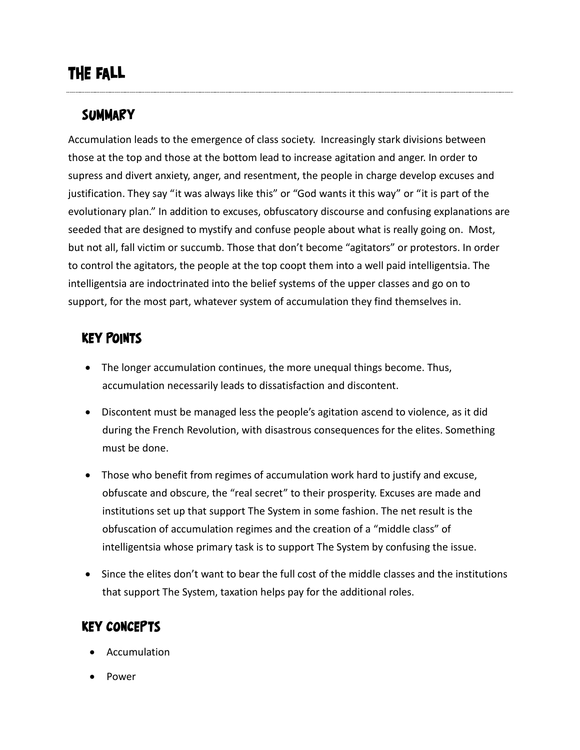# The Fall

## Summary

Accumulation leads to the emergence of class society. Increasingly stark divisions between those at the top and those at the bottom lead to increase agitation and anger. In order to supress and divert anxiety, anger, and resentment, the people in charge develop excuses and justification. They say "it was always like this" or "God wants it this way" or "it is part of the evolutionary plan." In addition to excuses, obfuscatory discourse and confusing explanations are seeded that are designed to mystify and confuse people about what is really going on. Most, but not all, fall victim or succumb. Those that don't become "agitators" or protestors. In order to control the agitators, the people at the top coopt them into a well paid intelligentsia. The intelligentsia are indoctrinated into the belief systems of the upper classes and go on to support, for the most part, whatever system of accumulation they find themselves in.

## Key Points

- The longer accumulation continues, the more unequal things become. Thus, accumulation necessarily leads to dissatisfaction and discontent.
- Discontent must be managed less the people's agitation ascend to violence, as it did during the French Revolution, with disastrous consequences for the elites. Something must be done.
- Those who benefit from regimes of accumulation work hard to justify and excuse, obfuscate and obscure, the "real secret" to their prosperity. Excuses are made and institutions set up that support The System in some fashion. The net result is the obfuscation of accumulation regimes and the creation of a "middle class" of intelligentsia whose primary task is to support The System by confusing the issue.
- Since the elites don't want to bear the full cost of the middle classes and the institutions that support The System, taxation helps pay for the additional roles.

## Key Concepts

- Accumulation
- Power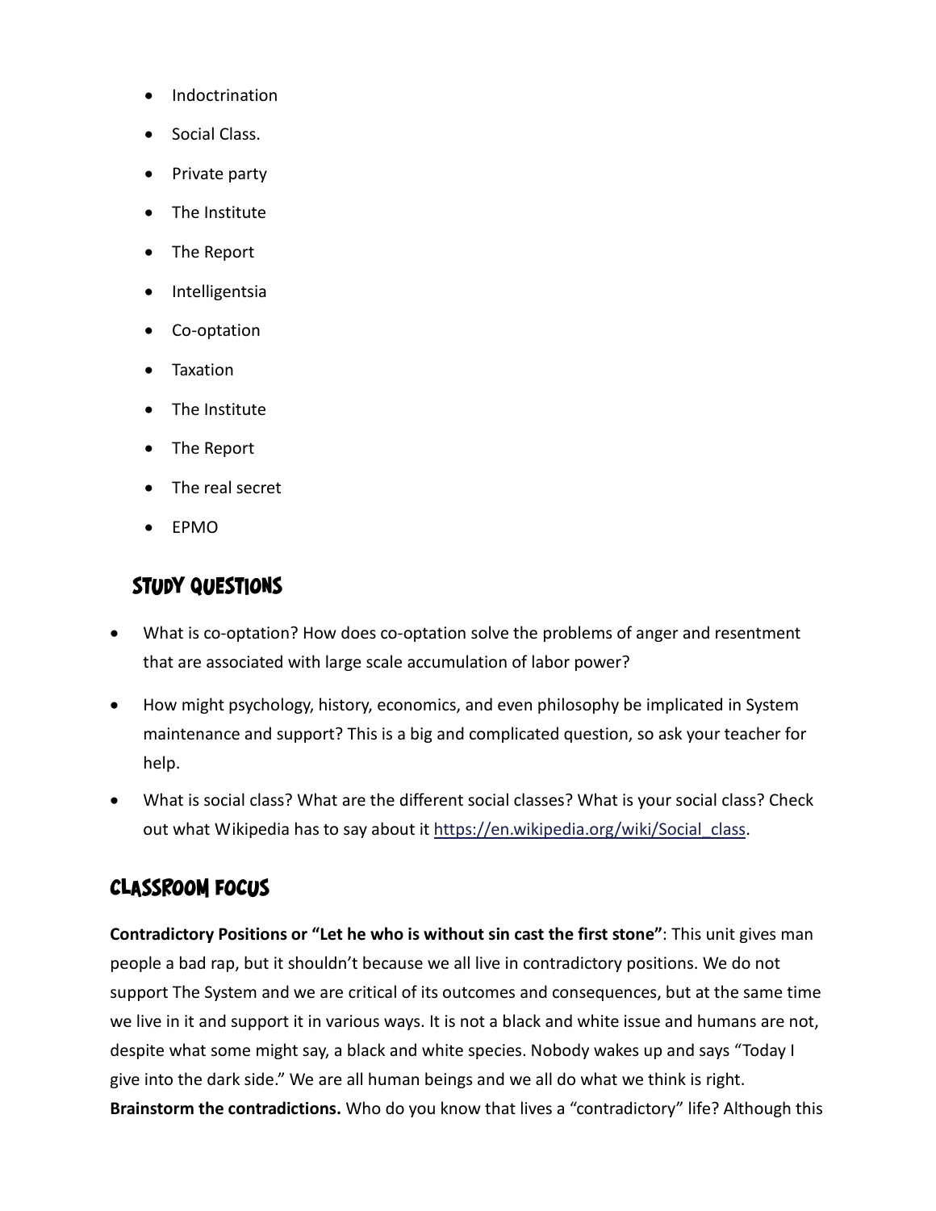- Indoctrination
- Social Class.
- Private party
- The Institute
- The Report
- Intelligentsia
- Co-optation
- Taxation
- The Institute
- The Report
- The real secret
- EPMO

## Study Questions

- What is co-optation? How does co-optation solve the problems of anger and resentment that are associated with large scale accumulation of labor power?
- How might psychology, history, economics, and even philosophy be implicated in System maintenance and support? This is a big and complicated question, so ask your teacher for help.
- What is social class? What are the different social classes? What is your social class? Check out what Wikipedia has to say about it https://en.wikipedia.org/wiki/Social_class.

## Classroom Focus

**Contradictory Positions or "Let he who is without sin cast the first stone"**: This unit gives man people a bad rap, but it shouldn't because we all live in contradictory positions. We do not support The System and we are critical of its outcomes and consequences, but at the same time we live in it and support it in various ways. It is not a black and white issue and humans are not, despite what some might say, a black and white species. Nobody wakes up and says "Today I give into the dark side." We are all human beings and we all do what we think is right. **Brainstorm the contradictions.** Who do you know that lives a "contradictory" life? Although this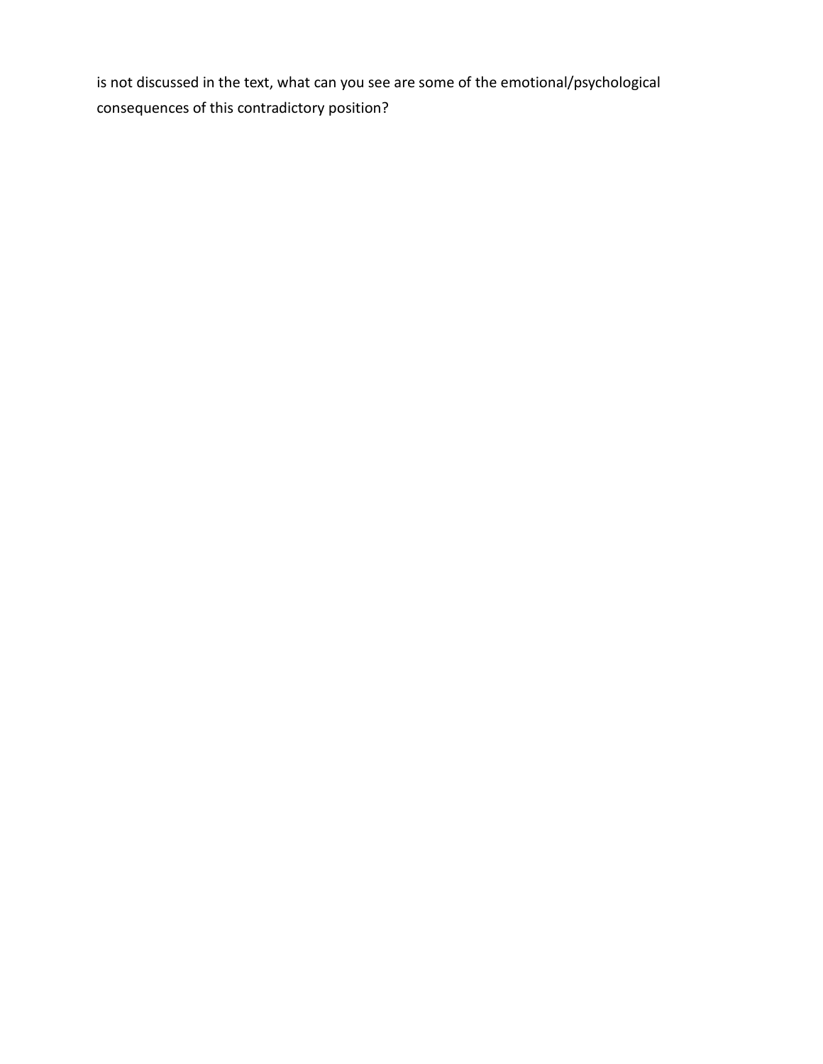is not discussed in the text, what can you see are some of the emotional/psychological consequences of this contradictory position?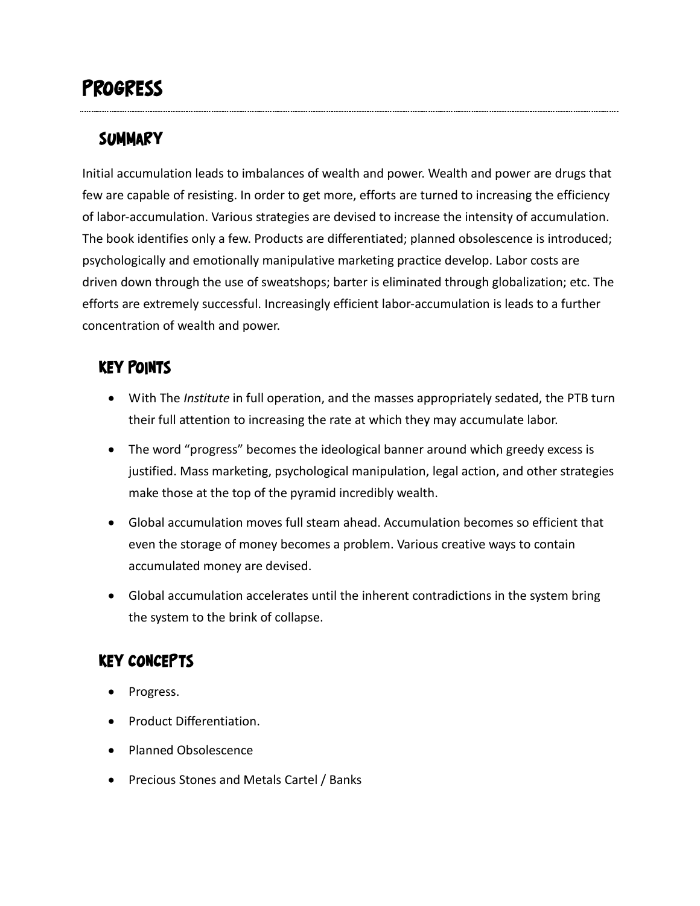# Progress

## Summary

Initial accumulation leads to imbalances of wealth and power. Wealth and power are drugs that few are capable of resisting. In order to get more, efforts are turned to increasing the efficiency of labor-accumulation. Various strategies are devised to increase the intensity of accumulation. The book identifies only a few. Products are differentiated; planned obsolescence is introduced; psychologically and emotionally manipulative marketing practice develop. Labor costs are driven down through the use of sweatshops; barter is eliminated through globalization; etc. The efforts are extremely successful. Increasingly efficient labor-accumulation is leads to a further concentration of wealth and power.

## Key Points

- With The *Institute* in full operation, and the masses appropriately sedated, the PTB turn their full attention to increasing the rate at which they may accumulate labor.
- The word "progress" becomes the ideological banner around which greedy excess is justified. Mass marketing, psychological manipulation, legal action, and other strategies make those at the top of the pyramid incredibly wealth.
- Global accumulation moves full steam ahead. Accumulation becomes so efficient that even the storage of money becomes a problem. Various creative ways to contain accumulated money are devised.
- Global accumulation accelerates until the inherent contradictions in the system bring the system to the brink of collapse.

## Key Concepts

- Progress.
- Product Differentiation.
- Planned Obsolescence
- Precious Stones and Metals Cartel / Banks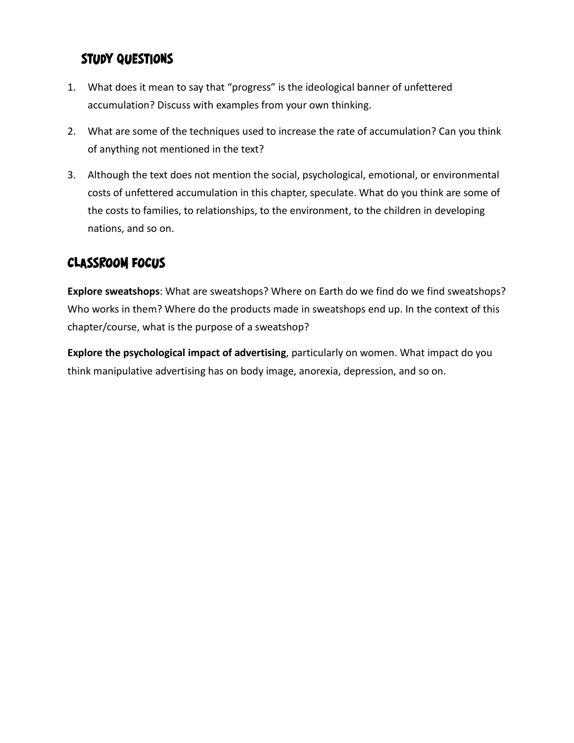## Study Questions

1. What does it mean to say that "progress" is the ideological banner of unfettered accumulation? Discuss with examples from your own thinking.
2. What are some of the techniques used to increase the rate of accumulation? Can you think of anything not mentioned in the text?
3. Although the text does not mention the social, psychological, emotional, or environmental costs of unfettered accumulation in this chapter, speculate. What do you think are some of the costs to families, to relationships, to the environment, to the children in developing nations, and so on.

## Classroom Focus

**Explore sweatshops**: What are sweatshops? Where on Earth do we find do we find sweatshops? Who works in them? Where do the products made in sweatshops end up. In the context of this chapter/course, what is the purpose of a sweatshop?

**Explore the psychological impact of advertising**, particularly on women. What impact do you think manipulative advertising has on body image, anorexia, depression, and so on.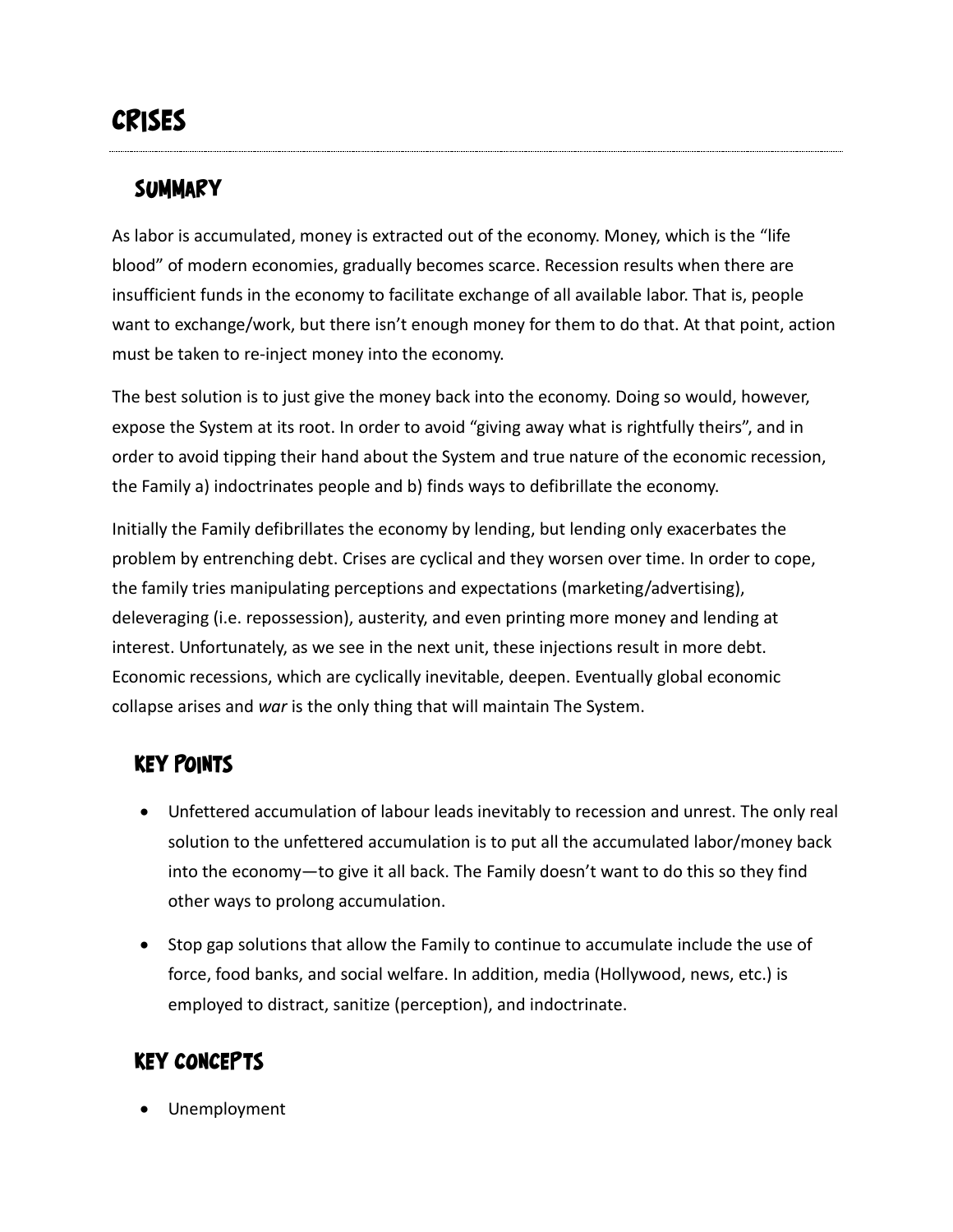# CRISES

## SUMMARY

As labor is accumulated, money is extracted out of the economy. Money, which is the "life blood" of modern economies, gradually becomes scarce. Recession results when there are insufficient funds in the economy to facilitate exchange of all available labor. That is, people want to exchange/work, but there isn't enough money for them to do that. At that point, action must be taken to re-inject money into the economy.

The best solution is to just give the money back into the economy. Doing so would, however, expose the System at its root. In order to avoid "giving away what is rightfully theirs", and in order to avoid tipping their hand about the System and true nature of the economic recession, the Family a) indoctrinates people and b) finds ways to defibrillate the economy.

Initially the Family defibrillates the economy by lending, but lending only exacerbates the problem by entrenching debt. Crises are cyclical and they worsen over time. In order to cope, the family tries manipulating perceptions and expectations (marketing/advertising), deleveraging (i.e. repossession), austerity, and even printing more money and lending at interest. Unfortunately, as we see in the next unit, these injections result in more debt. Economic recessions, which are cyclically inevitable, deepen. Eventually global economic collapse arises and *war* is the only thing that will maintain The System.

## KEY POINTS

- Unfettered accumulation of labour leads inevitably to recession and unrest. The only real solution to the unfettered accumulation is to put all the accumulated labor/money back into the economy—to give it all back. The Family doesn't want to do this so they find other ways to prolong accumulation.
- Stop gap solutions that allow the Family to continue to accumulate include the use of force, food banks, and social welfare. In addition, media (Hollywood, news, etc.) is employed to distract, sanitize (perception), and indoctrinate.

## KEY CONCEPTS

- Unemployment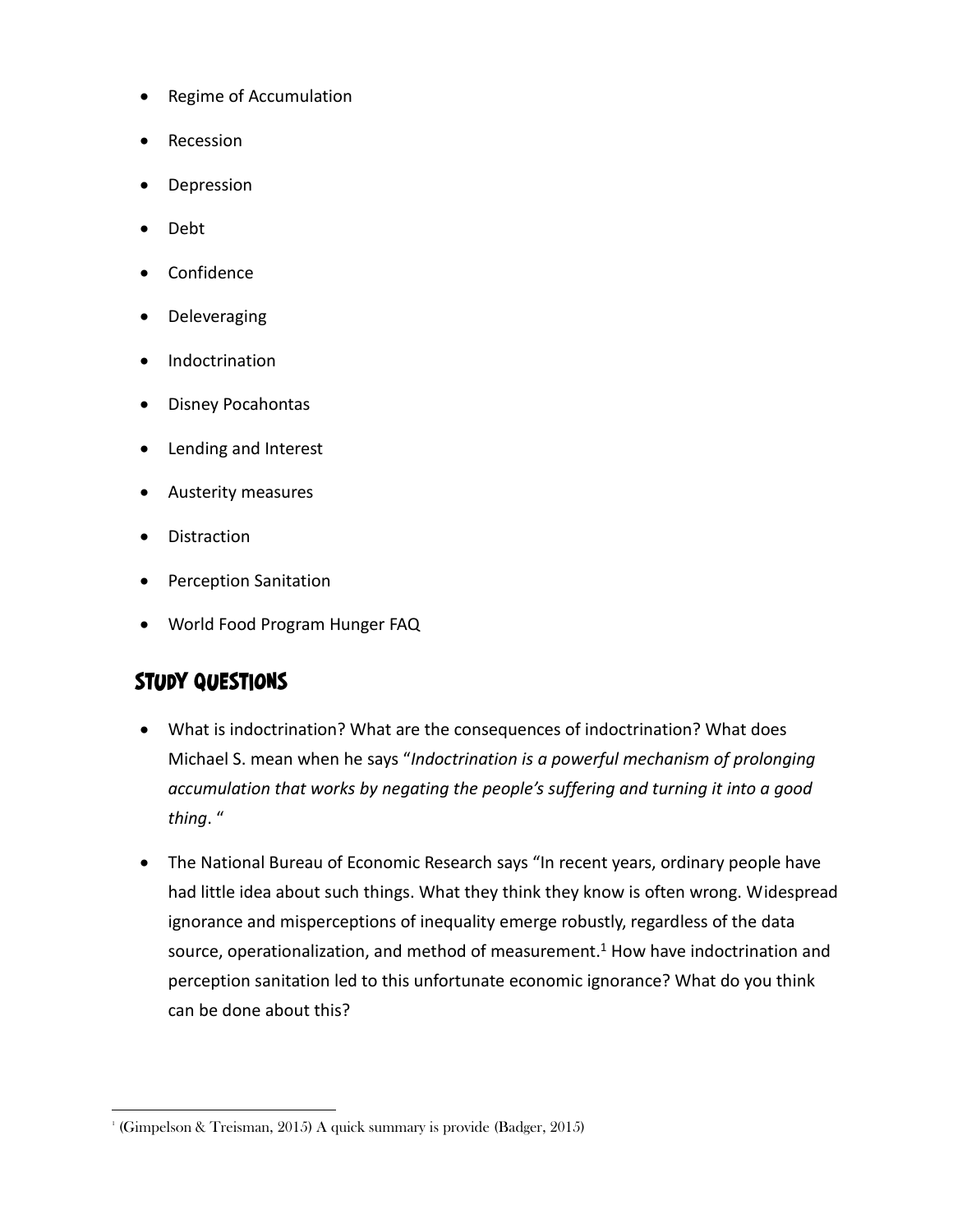- Regime of Accumulation
- Recession
- Depression
- Debt
- Confidence
- Deleveraging
- Indoctrination
- Disney Pocahontas
- Lending and Interest
- Austerity measures
- Distraction
- Perception Sanitation
- World Food Program Hunger FAQ

## Study Questions

- What is indoctrination? What are the consequences of indoctrination? What does Michael S. mean when he says "*Indoctrination is a powerful mechanism of prolonging accumulation that works by negating the people's suffering and turning it into a good thing*. "
- The National Bureau of Economic Research says "In recent years, ordinary people have had little idea about such things. What they think they know is often wrong. Widespread ignorance and misperceptions of inequality emerge robustly, regardless of the data source, operationalization, and method of measurement.[1] How have indoctrination and perception sanitation led to this unfortunate economic ignorance? What do you think can be done about this?

[1] (Gimpelson & Treisman, 2015) A quick summary is provide (Badger, 2015)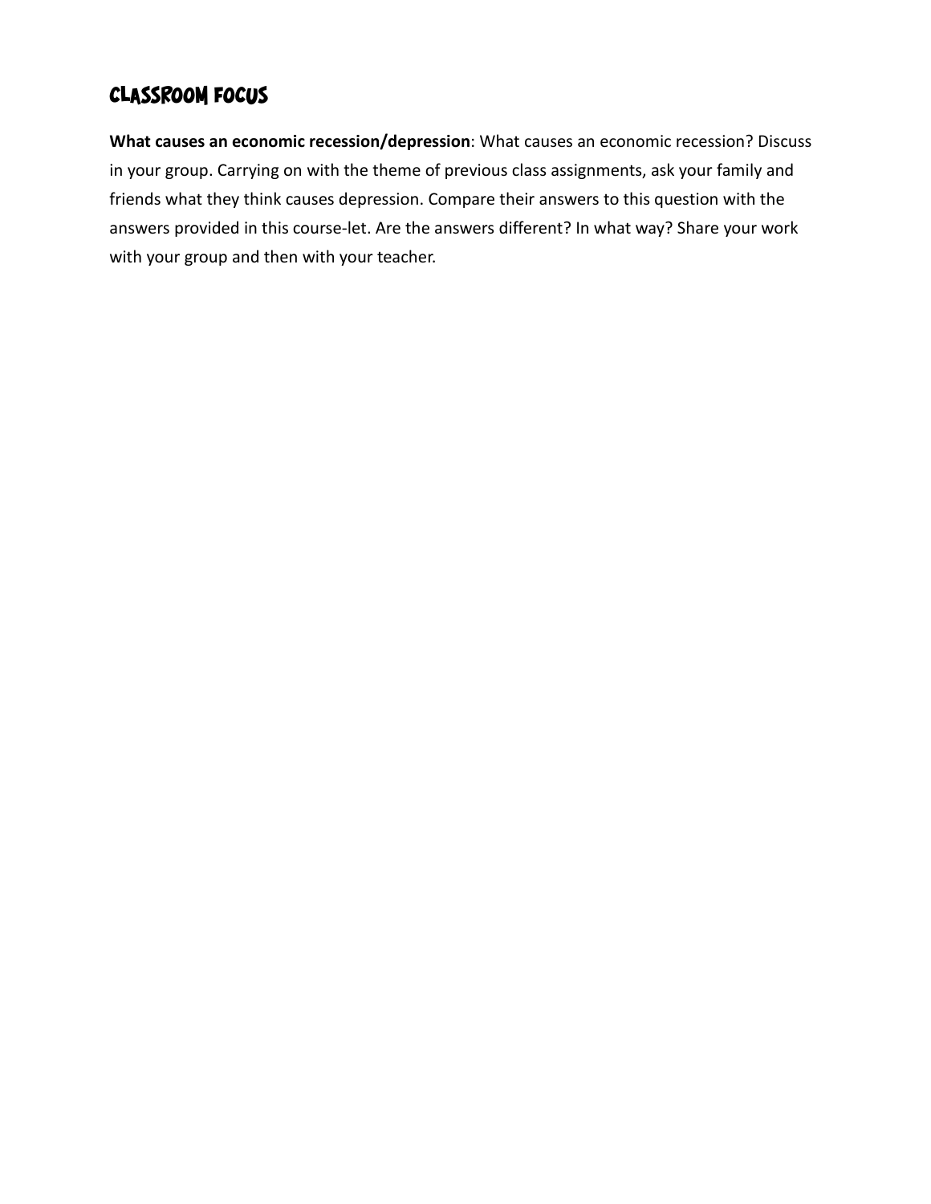## CLASSROOM FOCUS

**What causes an economic recession/depression**: What causes an economic recession? Discuss in your group. Carrying on with the theme of previous class assignments, ask your family and friends what they think causes depression. Compare their answers to this question with the answers provided in this course-let. Are the answers different? In what way? Share your work with your group and then with your teacher.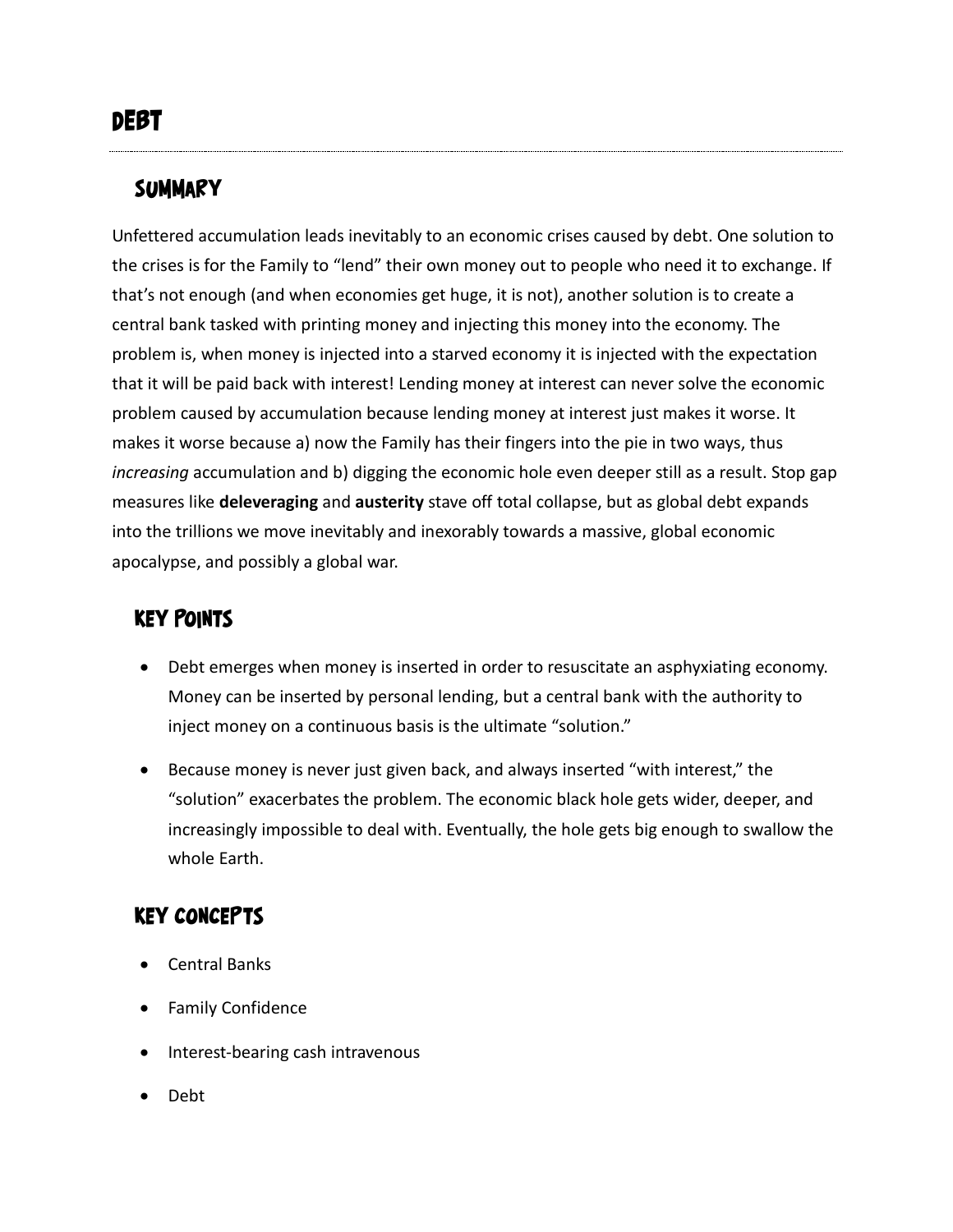# DEBT

## SUMMARY

Unfettered accumulation leads inevitably to an economic crises caused by debt. One solution to the crises is for the Family to “lend” their own money out to people who need it to exchange. If that’s not enough (and when economies get huge, it is not), another solution is to create a central bank tasked with printing money and injecting this money into the economy. The problem is, when money is injected into a starved economy it is injected with the expectation that it will be paid back with interest! Lending money at interest can never solve the economic problem caused by accumulation because lending money at interest just makes it worse. It makes it worse because a) now the Family has their fingers into the pie in two ways, thus *increasing* accumulation and b) digging the economic hole even deeper still as a result. Stop gap measures like **deleveraging** and **austerity** stave off total collapse, but as global debt expands into the trillions we move inevitably and inexorably towards a massive, global economic apocalypse, and possibly a global war.

## KEY POINTS

- Debt emerges when money is inserted in order to resuscitate an asphyxiating economy. Money can be inserted by personal lending, but a central bank with the authority to inject money on a continuous basis is the ultimate “solution.”
- Because money is never just given back, and always inserted “with interest,” the “solution” exacerbates the problem. The economic black hole gets wider, deeper, and increasingly impossible to deal with. Eventually, the hole gets big enough to swallow the whole Earth.

## KEY CONCEPTS

- Central Banks
- Family Confidence
- Interest-bearing cash intravenous
- Debt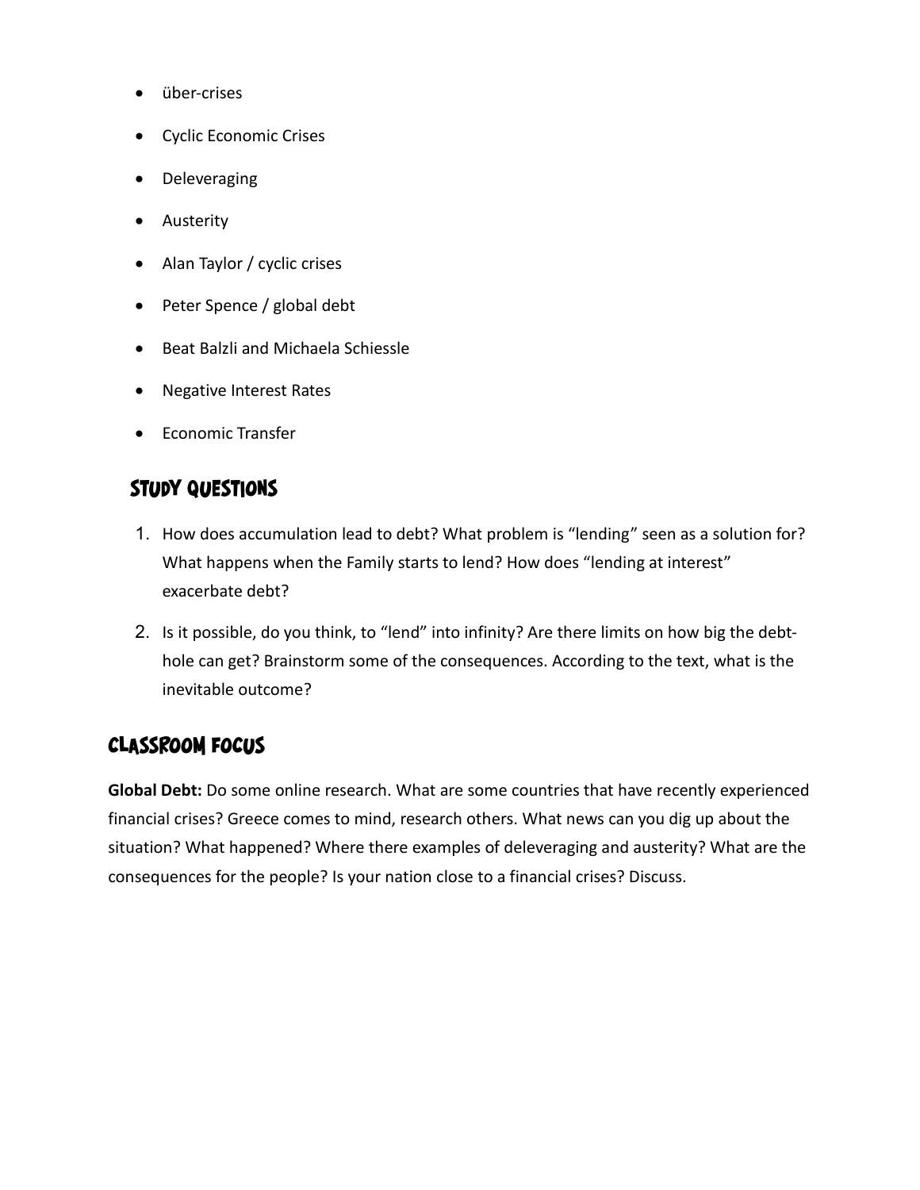- über-crises
- Cyclic Economic Crises
- Deleveraging
- Austerity
- Alan Taylor / cyclic crises
- Peter Spence / global debt
- Beat Balzli and Michaela Schiessle
- Negative Interest Rates
- Economic Transfer

## Study Questions

1. How does accumulation lead to debt? What problem is "lending" seen as a solution for? What happens when the Family starts to lend? How does "lending at interest" exacerbate debt?
2. Is it possible, do you think, to "lend" into infinity? Are there limits on how big the debt-hole can get? Brainstorm some of the consequences. According to the text, what is the inevitable outcome?

## Classroom Focus

**Global Debt:** Do some online research. What are some countries that have recently experienced financial crises? Greece comes to mind, research others. What news can you dig up about the situation? What happened? Where there examples of deleveraging and austerity? What are the consequences for the people? Is your nation close to a financial crises? Discuss.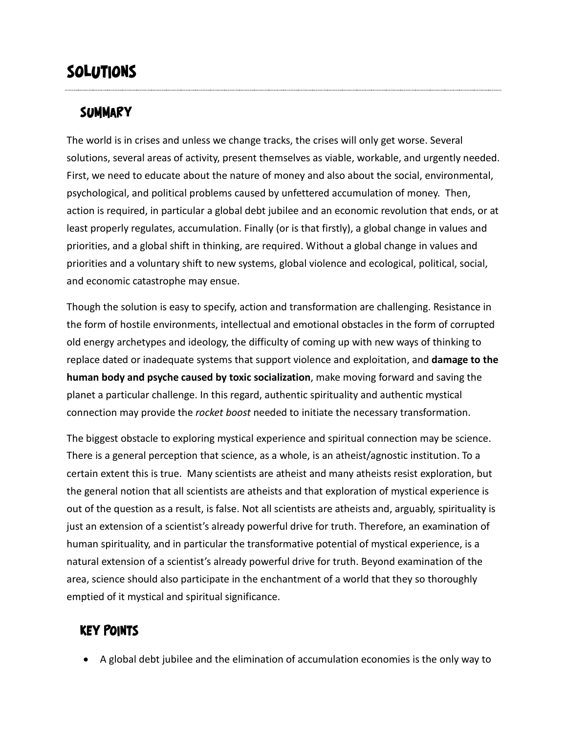# Solutions

## Summary

The world is in crises and unless we change tracks, the crises will only get worse. Several solutions, several areas of activity, present themselves as viable, workable, and urgently needed. First, we need to educate about the nature of money and also about the social, environmental, psychological, and political problems caused by unfettered accumulation of money. Then, action is required, in particular a global debt jubilee and an economic revolution that ends, or at least properly regulates, accumulation. Finally (or is that firstly), a global change in values and priorities, and a global shift in thinking, are required. Without a global change in values and priorities and a voluntary shift to new systems, global violence and ecological, political, social, and economic catastrophe may ensue.

Though the solution is easy to specify, action and transformation are challenging. Resistance in the form of hostile environments, intellectual and emotional obstacles in the form of corrupted old energy archetypes and ideology, the difficulty of coming up with new ways of thinking to replace dated or inadequate systems that support violence and exploitation, and **damage to the human body and psyche caused by toxic socialization**, make moving forward and saving the planet a particular challenge. In this regard, authentic spirituality and authentic mystical connection may provide the *rocket boost* needed to initiate the necessary transformation.

The biggest obstacle to exploring mystical experience and spiritual connection may be science. There is a general perception that science, as a whole, is an atheist/agnostic institution. To a certain extent this is true. Many scientists are atheist and many atheists resist exploration, but the general notion that all scientists are atheists and that exploration of mystical experience is out of the question as a result, is false. Not all scientists are atheists and, arguably, spirituality is just an extension of a scientist's already powerful drive for truth. Therefore, an examination of human spirituality, and in particular the transformative potential of mystical experience, is a natural extension of a scientist's already powerful drive for truth. Beyond examination of the area, science should also participate in the enchantment of a world that they so thoroughly emptied of it mystical and spiritual significance.

## Key Points

- A global debt jubilee and the elimination of accumulation economies is the only way to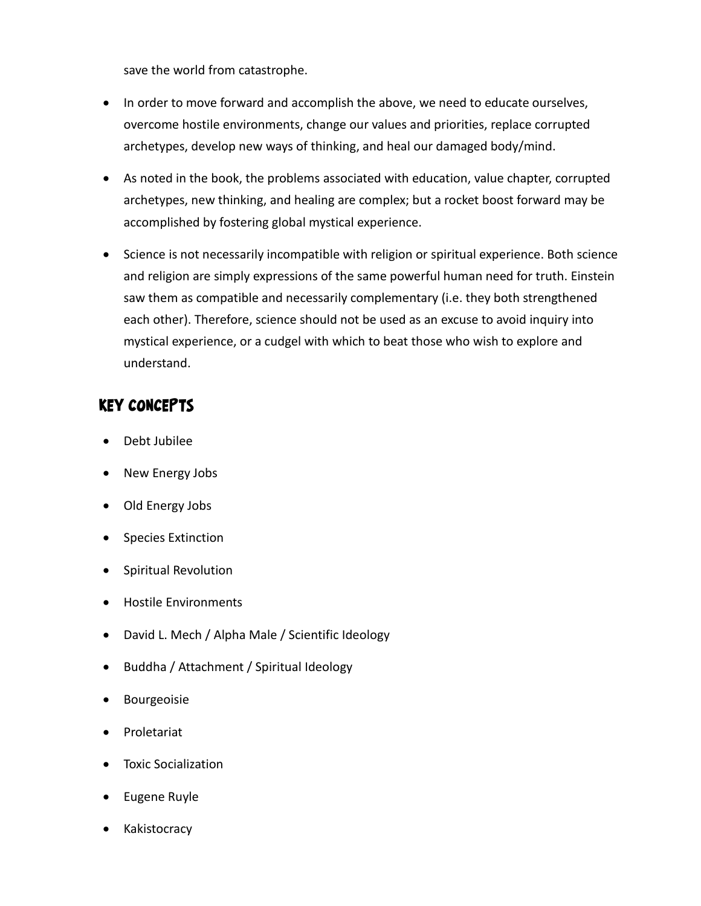save the world from catastrophe.

- In order to move forward and accomplish the above, we need to educate ourselves, overcome hostile environments, change our values and priorities, replace corrupted archetypes, develop new ways of thinking, and heal our damaged body/mind.
- As noted in the book, the problems associated with education, value chapter, corrupted archetypes, new thinking, and healing are complex; but a rocket boost forward may be accomplished by fostering global mystical experience.
- Science is not necessarily incompatible with religion or spiritual experience. Both science and religion are simply expressions of the same powerful human need for truth. Einstein saw them as compatible and necessarily complementary (i.e. they both strengthened each other). Therefore, science should not be used as an excuse to avoid inquiry into mystical experience, or a cudgel with which to beat those who wish to explore and understand.

## Key Concepts

- Debt Jubilee
- New Energy Jobs
- Old Energy Jobs
- Species Extinction
- Spiritual Revolution
- Hostile Environments
- David L. Mech / Alpha Male / Scientific Ideology
- Buddha / Attachment / Spiritual Ideology
- Bourgeoisie
- Proletariat
- Toxic Socialization
- Eugene Ruyle
- Kakistocracy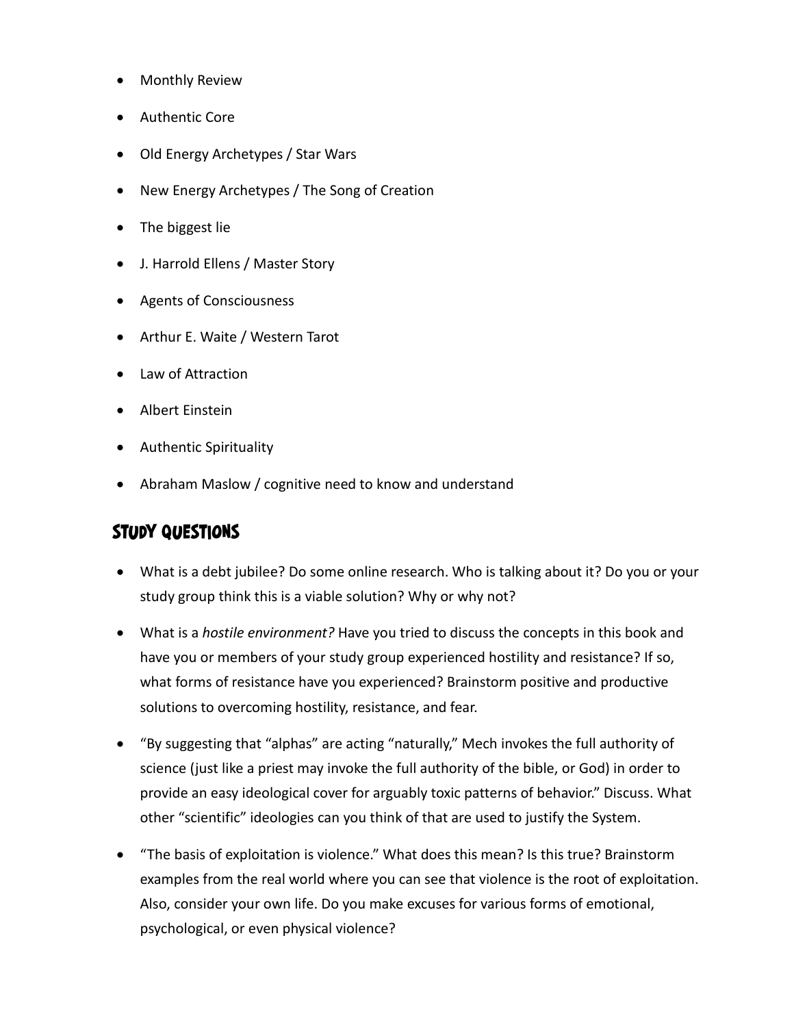- Monthly Review
- Authentic Core
- Old Energy Archetypes / Star Wars
- New Energy Archetypes / The Song of Creation
- The biggest lie
- J. Harrold Ellens / Master Story
- Agents of Consciousness
- Arthur E. Waite / Western Tarot
- Law of Attraction
- Albert Einstein
- Authentic Spirituality
- Abraham Maslow / cognitive need to know and understand

## STUDY QUESTIONS

- What is a debt jubilee? Do some online research. Who is talking about it? Do you or your study group think this is a viable solution? Why or why not?
- What is a *hostile environment?* Have you tried to discuss the concepts in this book and have you or members of your study group experienced hostility and resistance? If so, what forms of resistance have you experienced? Brainstorm positive and productive solutions to overcoming hostility, resistance, and fear.
- "By suggesting that "alphas" are acting "naturally," Mech invokes the full authority of science (just like a priest may invoke the full authority of the bible, or God) in order to provide an easy ideological cover for arguably toxic patterns of behavior." Discuss. What other "scientific" ideologies can you think of that are used to justify the System.
- "The basis of exploitation is violence." What does this mean? Is this true? Brainstorm examples from the real world where you can see that violence is the root of exploitation. Also, consider your own life. Do you make excuses for various forms of emotional, psychological, or even physical violence?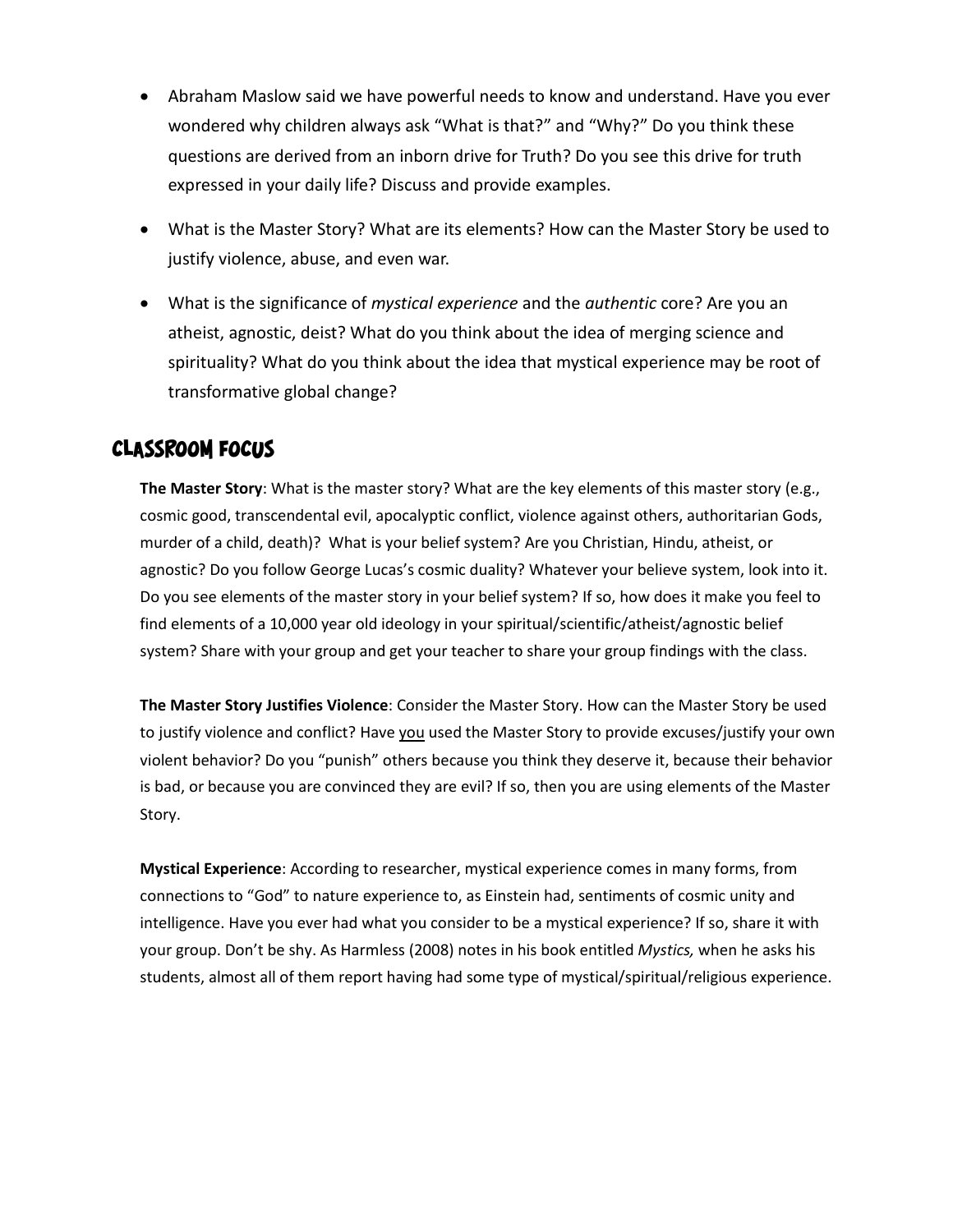- Abraham Maslow said we have powerful needs to know and understand. Have you ever wondered why children always ask "What is that?" and "Why?" Do you think these questions are derived from an inborn drive for Truth? Do you see this drive for truth expressed in your daily life? Discuss and provide examples.
- What is the Master Story? What are its elements? How can the Master Story be used to justify violence, abuse, and even war.
- What is the significance of *mystical experience* and the *authentic* core? Are you an atheist, agnostic, deist? What do you think about the idea of merging science and spirituality? What do you think about the idea that mystical experience may be root of transformative global change?

## Classroom Focus

**The Master Story**: What is the master story? What are the key elements of this master story (e.g., cosmic good, transcendental evil, apocalyptic conflict, violence against others, authoritarian Gods, murder of a child, death)? What is your belief system? Are you Christian, Hindu, atheist, or agnostic? Do you follow George Lucas's cosmic duality? Whatever your believe system, look into it. Do you see elements of the master story in your belief system? If so, how does it make you feel to find elements of a 10,000 year old ideology in your spiritual/scientific/atheist/agnostic belief system? Share with your group and get your teacher to share your group findings with the class.

**The Master Story Justifies Violence**: Consider the Master Story. How can the Master Story be used to justify violence and conflict? Have <u>you</u> used the Master Story to provide excuses/justify your own violent behavior? Do you "punish" others because you think they deserve it, because their behavior is bad, or because you are convinced they are evil? If so, then you are using elements of the Master Story.

**Mystical Experience**: According to researcher, mystical experience comes in many forms, from connections to "God" to nature experience to, as Einstein had, sentiments of cosmic unity and intelligence. Have you ever had what you consider to be a mystical experience? If so, share it with your group. Don't be shy. As Harmless (2008) notes in his book entitled *Mystics,* when he asks his students, almost all of them report having had some type of mystical/spiritual/religious experience.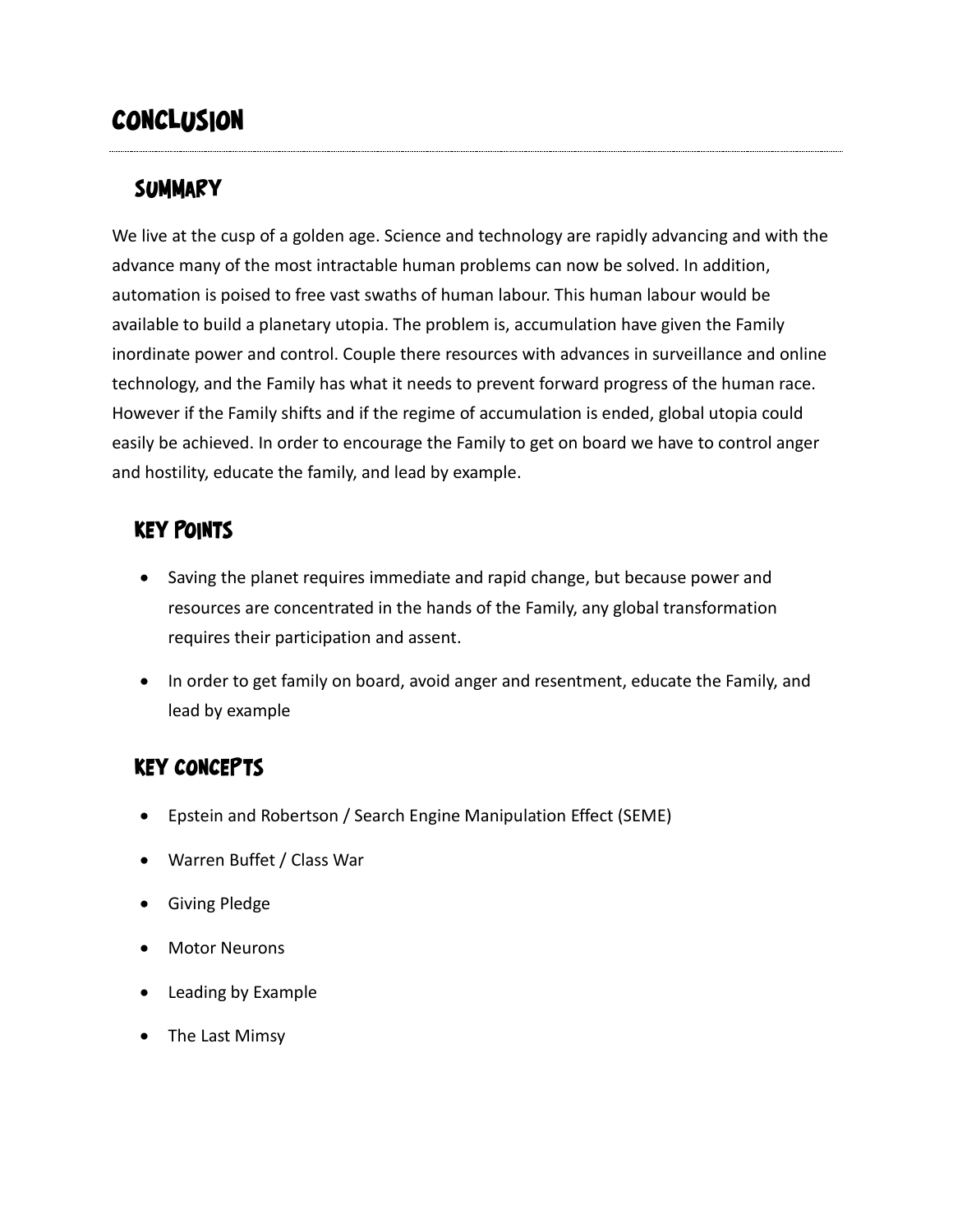# CONCLUSION

## SUMMARY

We live at the cusp of a golden age. Science and technology are rapidly advancing and with the advance many of the most intractable human problems can now be solved. In addition, automation is poised to free vast swaths of human labour. This human labour would be available to build a planetary utopia. The problem is, accumulation have given the Family inordinate power and control. Couple there resources with advances in surveillance and online technology, and the Family has what it needs to prevent forward progress of the human race. However if the Family shifts and if the regime of accumulation is ended, global utopia could easily be achieved. In order to encourage the Family to get on board we have to control anger and hostility, educate the family, and lead by example.

## KEY POINTS

- Saving the planet requires immediate and rapid change, but because power and resources are concentrated in the hands of the Family, any global transformation requires their participation and assent.
- In order to get family on board, avoid anger and resentment, educate the Family, and lead by example

## KEY CONCEPTS

- Epstein and Robertson / Search Engine Manipulation Effect (SEME)
- Warren Buffet / Class War
- Giving Pledge
- Motor Neurons
- Leading by Example
- The Last Mimsy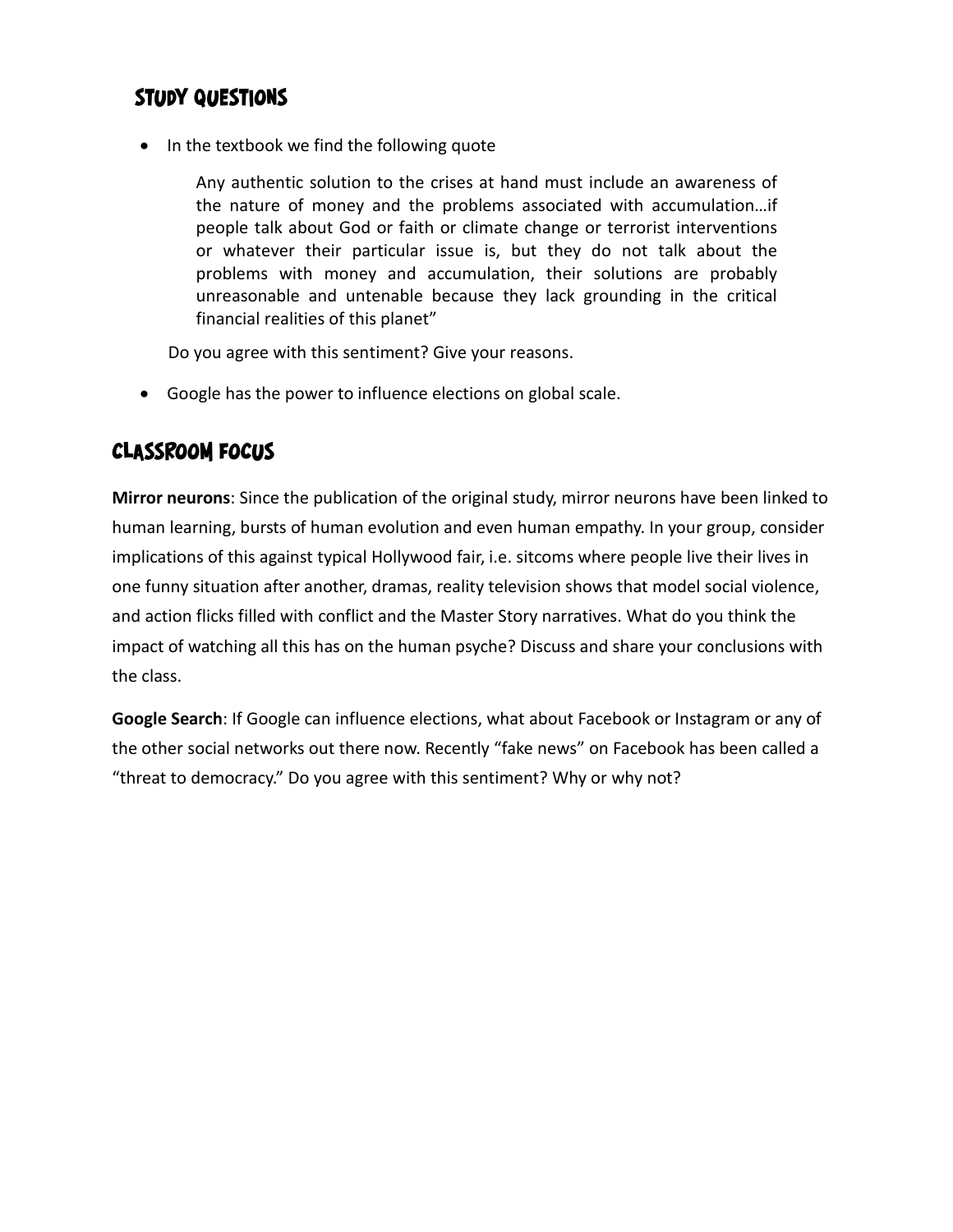## Study Questions

- In the textbook we find the following quote

  > Any authentic solution to the crises at hand must include an awareness of the nature of money and the problems associated with accumulation…if people talk about God or faith or climate change or terrorist interventions or whatever their particular issue is, but they do not talk about the problems with money and accumulation, their solutions are probably unreasonable and untenable because they lack grounding in the critical financial realities of this planet”

  Do you agree with this sentiment? Give your reasons.

- Google has the power to influence elections on global scale.

## Classroom Focus

**Mirror neurons**: Since the publication of the original study, mirror neurons have been linked to human learning, bursts of human evolution and even human empathy. In your group, consider implications of this against typical Hollywood fair, i.e. sitcoms where people live their lives in one funny situation after another, dramas, reality television shows that model social violence, and action flicks filled with conflict and the Master Story narratives. What do you think the impact of watching all this has on the human psyche? Discuss and share your conclusions with the class.

**Google Search**: If Google can influence elections, what about Facebook or Instagram or any of the other social networks out there now. Recently “fake news” on Facebook has been called a “threat to democracy.” Do you agree with this sentiment? Why or why not?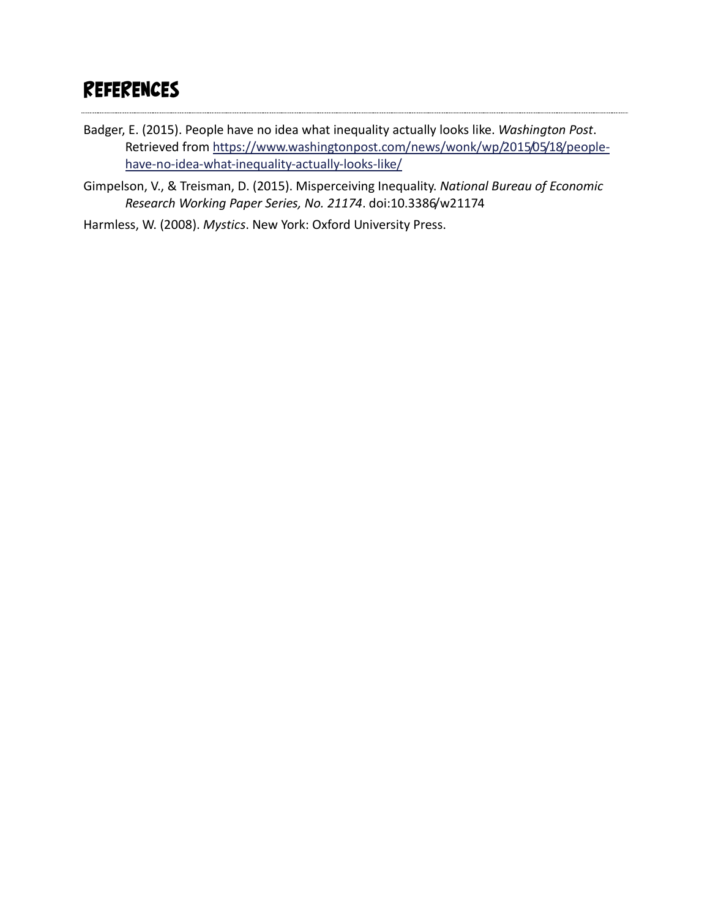# References

Badger, E. (2015). People have no idea what inequality actually looks like. *Washington Post*. Retrieved from https://www.washingtonpost.com/news/wonk/wp/2015/05/18/people-have-no-idea-what-inequality-actually-looks-like/

Gimpelson, V., & Treisman, D. (2015). Misperceiving Inequality. *National Bureau of Economic Research Working Paper Series, No. 21174*. doi:10.3386/w21174

Harmless, W. (2008). *Mystics*. New York: Oxford University Press.